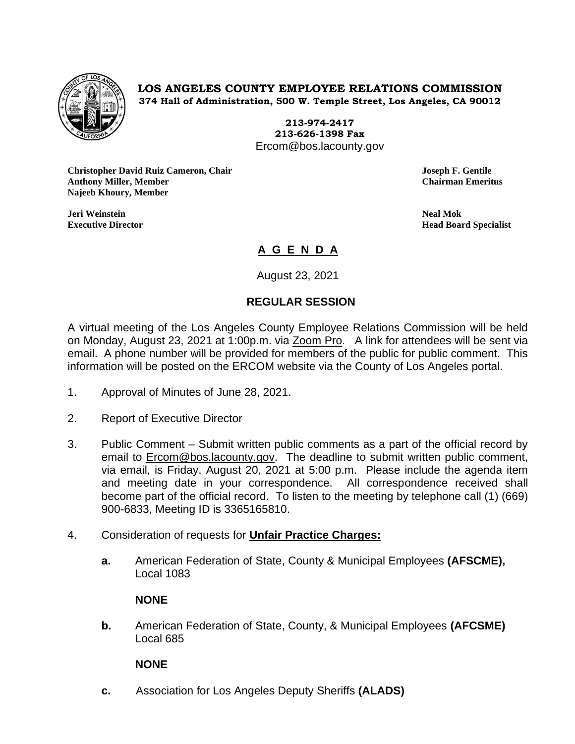**LOS ANGELES COUNTY EMPLOYEE RELATIONS COMMISSION**
**374 Hall of Administration, 500 W. Temple Street, Los Angeles, CA 90012**

**213-974-2417**
**213-626-1398 Fax**
Ercom@bos.lacounty.gov

**Christopher David Ruiz Cameron, Chair**
**Anthony Miller, Member**
**Najeeb Khoury, Member**

**Joseph F. Gentile**
**Chairman Emeritus**

**Jeri Weinstein**
**Executive Director**

**Neal Mok**
**Head Board Specialist**

# A G E N D A

August 23, 2021

## REGULAR SESSION

A virtual meeting of the Los Angeles County Employee Relations Commission will be held on Monday, August 23, 2021 at 1:00p.m. via Zoom Pro. A link for attendees will be sent via email. A phone number will be provided for members of the public for public comment. This information will be posted on the ERCOM website via the County of Los Angeles portal.

1. Approval of Minutes of June 28, 2021.

2. Report of Executive Director

3. Public Comment – Submit written public comments as a part of the official record by email to Ercom@bos.lacounty.gov. The deadline to submit written public comment, via email, is Friday, August 20, 2021 at 5:00 p.m. Please include the agenda item and meeting date in your correspondence. All correspondence received shall become part of the official record. To listen to the meeting by telephone call (1) (669) 900-6833, Meeting ID is 3365165810.

4. Consideration of requests for **Unfair Practice Charges:**

   **a.** American Federation of State, County & Municipal Employees **(AFSCME),** Local 1083

   **NONE**

   **b.** American Federation of State, County, & Municipal Employees **(AFCSME)** Local 685

   **NONE**

   **c.** Association for Los Angeles Deputy Sheriffs **(ALADS)**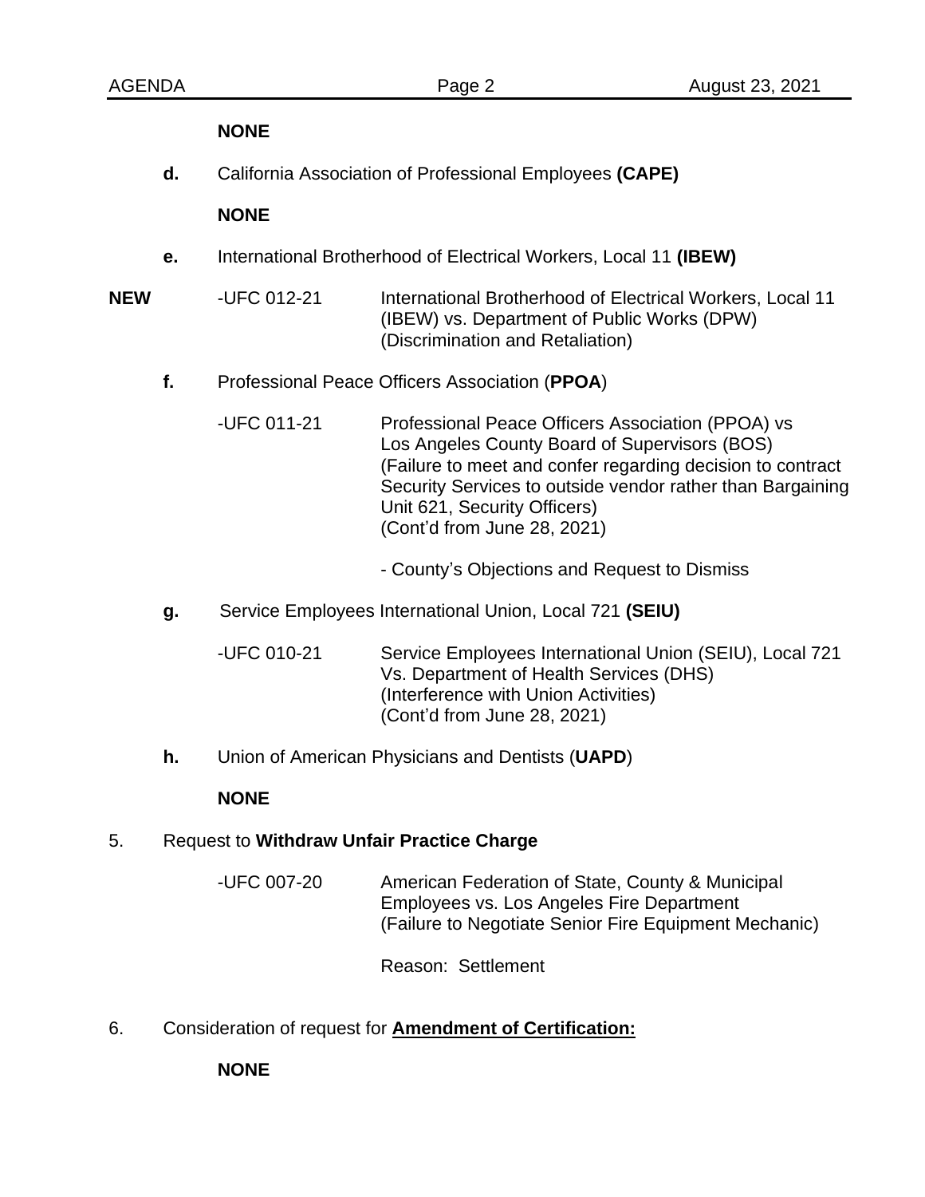**NONE**

**d.** California Association of Professional Employees **(CAPE)**

**NONE**

**e.** International Brotherhood of Electrical Workers, Local 11 **(IBEW)**

**NEW** -UFC 012-21 International Brotherhood of Electrical Workers, Local 11 (IBEW) vs. Department of Public Works (DPW) (Discrimination and Retaliation)

**f.** Professional Peace Officers Association (**PPOA**)

-UFC 011-21 Professional Peace Officers Association (PPOA) vs Los Angeles County Board of Supervisors (BOS) (Failure to meet and confer regarding decision to contract Security Services to outside vendor rather than Bargaining Unit 621, Security Officers) (Cont'd from June 28, 2021)

- County's Objections and Request to Dismiss

**g.** Service Employees International Union, Local 721 **(SEIU)**

-UFC 010-21 Service Employees International Union (SEIU), Local 721 Vs. Department of Health Services (DHS) (Interference with Union Activities) (Cont'd from June 28, 2021)

**h.** Union of American Physicians and Dentists (**UAPD**)

**NONE**

5. Request to **Withdraw Unfair Practice Charge**

-UFC 007-20 American Federation of State, County & Municipal Employees vs. Los Angeles Fire Department (Failure to Negotiate Senior Fire Equipment Mechanic)

Reason: Settlement

6. Consideration of request for **Amendment of Certification:**

**NONE**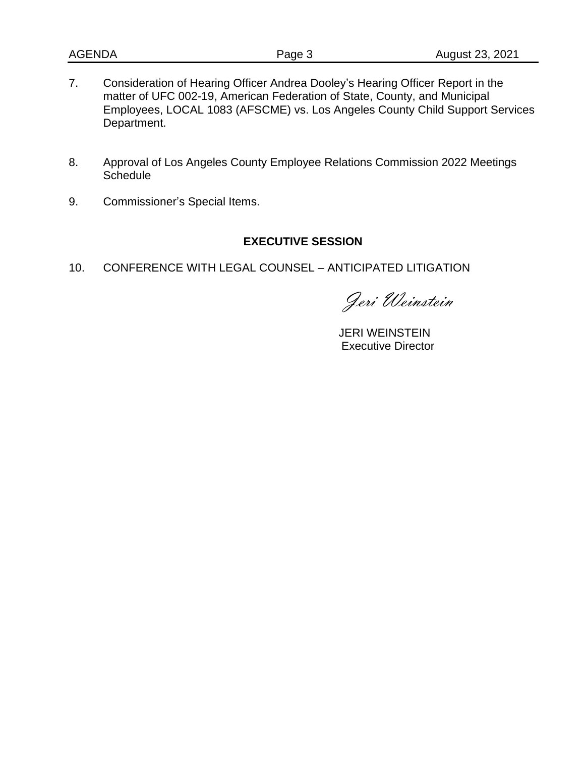7. Consideration of Hearing Officer Andrea Dooley's Hearing Officer Report in the matter of UFC 002-19, American Federation of State, County, and Municipal Employees, LOCAL 1083 (AFSCME) vs. Los Angeles County Child Support Services Department.

8. Approval of Los Angeles County Employee Relations Commission 2022 Meetings Schedule

9. Commissioner's Special Items.

**EXECUTIVE SESSION**

10. CONFERENCE WITH LEGAL COUNSEL – ANTICIPATED LITIGATION

*Jeri Weinstein*

JERI WEINSTEIN
Executive Director